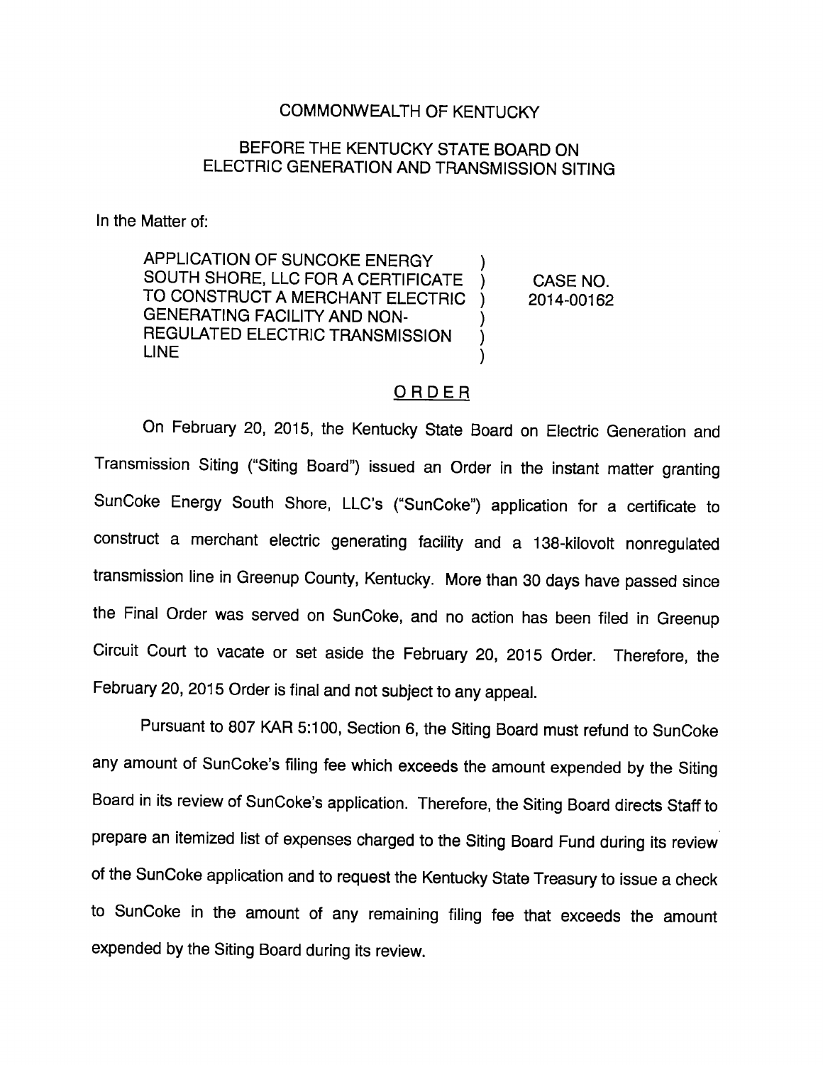COMMONWEALTH OF KENTUCKY

BEFORE THE KENTUCKY STATE BOARD ON ELECTRIC GENERATION AND TRANSMISSION SITING

In the Matter of:

| | | |
|---|---|---|
| APPLICATION OF SUNCOKE ENERGY SOUTH SHORE, LLC FOR A CERTIFICATE TO CONSTRUCT A MERCHANT ELECTRIC GENERATING FACILITY AND NON-REGULATED ELECTRIC TRANSMISSION LINE | ) | CASE NO. 2014-00162 |

## ORDER

On February 20, 2015, the Kentucky State Board on Electric Generation and Transmission Siting ("Siting Board") issued an Order in the instant matter granting SunCoke Energy South Shore, LLC's ("SunCoke") application for a certificate to construct a merchant electric generating facility and a 138-kilovolt nonregulated transmission line in Greenup County, Kentucky. More than 30 days have passed since the Final Order was served on SunCoke, and no action has been filed in Greenup Circuit Court to vacate or set aside the February 20, 2015 Order. Therefore, the February 20, 2015 Order is final and not subject to any appeal.

Pursuant to 807 KAR 5:100, Section 6, the Siting Board must refund to SunCoke any amount of SunCoke's filing fee which exceeds the amount expended by the Siting Board in its review of SunCoke's application. Therefore, the Siting Board directs Staff to prepare an itemized list of expenses charged to the Siting Board Fund during its review of the SunCoke application and to request the Kentucky State Treasury to issue a check to SunCoke in the amount of any remaining filing fee that exceeds the amount expended by the Siting Board during its review.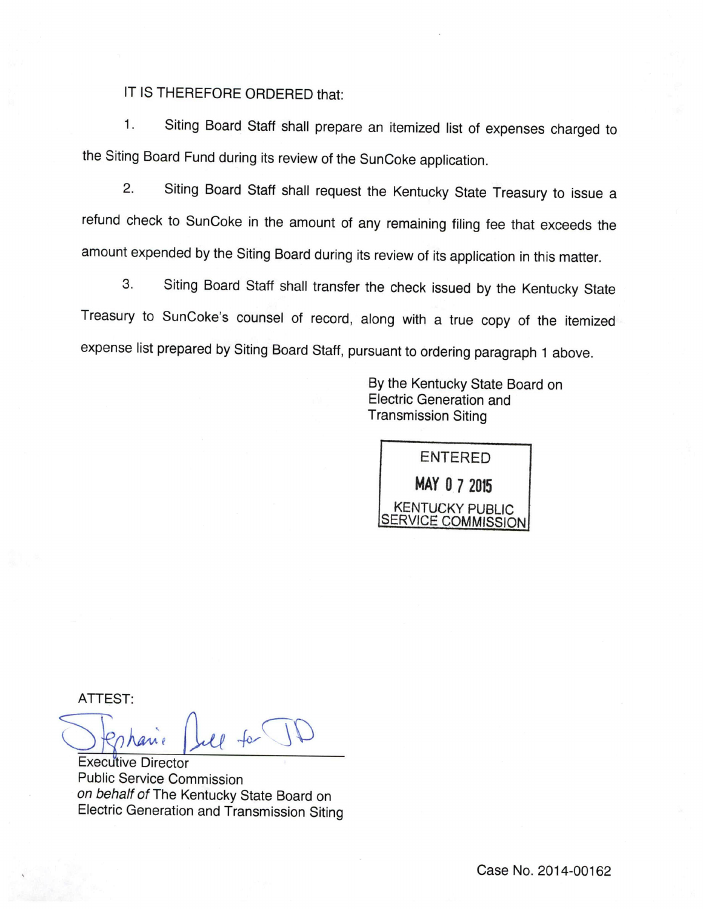IT IS THEREFORE ORDERED that:

1. Siting Board Staff shall prepare an itemized list of expenses charged to the Siting Board Fund during its review of the SunCoke application.

2. Siting Board Staff shall request the Kentucky State Treasury to issue a refund check to SunCoke in the amount of any remaining filing fee that exceeds the amount expended by the Siting Board during its review of its application in this matter.

3. Siting Board Staff shall transfer the check issued by the Kentucky State Treasury to SunCoke's counsel of record, along with a true copy of the itemized expense list prepared by Siting Board Staff, pursuant to ordering paragraph 1 above.

By the Kentucky State Board on Electric Generation and Transmission Siting

ENTERED
MAY 07 2015
KENTUCKY PUBLIC SERVICE COMMISSION

ATTEST:

Stephanie Bell for JD

Executive Director
Public Service Commission
*on behalf of* The Kentucky State Board on Electric Generation and Transmission Siting

Case No. 2014-00162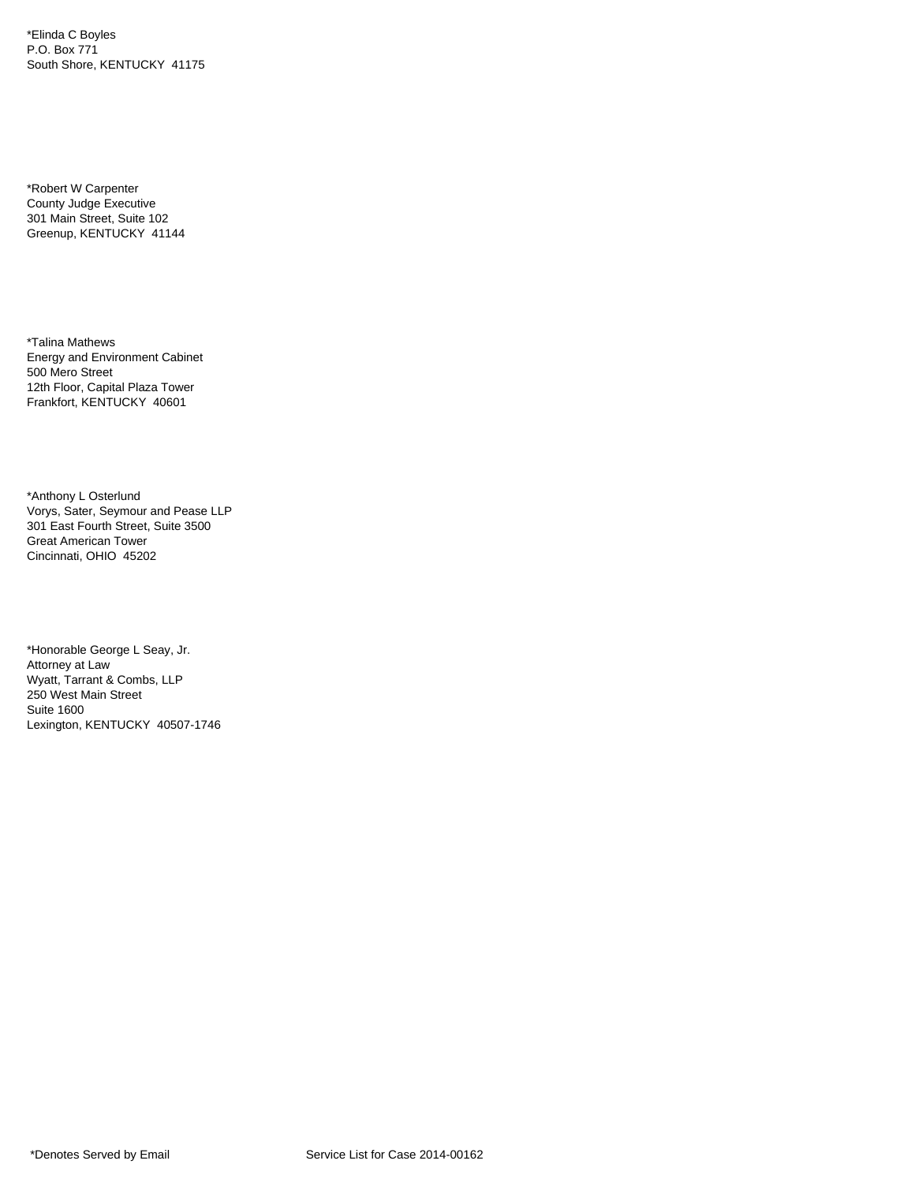*Elinda C Boyles
P.O. Box 771
South Shore, KENTUCKY 41175

*Robert W Carpenter
County Judge Executive
301 Main Street, Suite 102
Greenup, KENTUCKY 41144

*Talina Mathews
Energy and Environment Cabinet
500 Mero Street
12th Floor, Capital Plaza Tower
Frankfort, KENTUCKY 40601

*Anthony L Osterlund
Vorys, Sater, Seymour and Pease LLP
301 East Fourth Street, Suite 3500
Great American Tower
Cincinnati, OHIO 45202

*Honorable George L Seay, Jr.
Attorney at Law
Wyatt, Tarrant & Combs, LLP
250 West Main Street
Suite 1600
Lexington, KENTUCKY 40507-1746

*Denotes Served by Email

Service List for Case 2014-00162